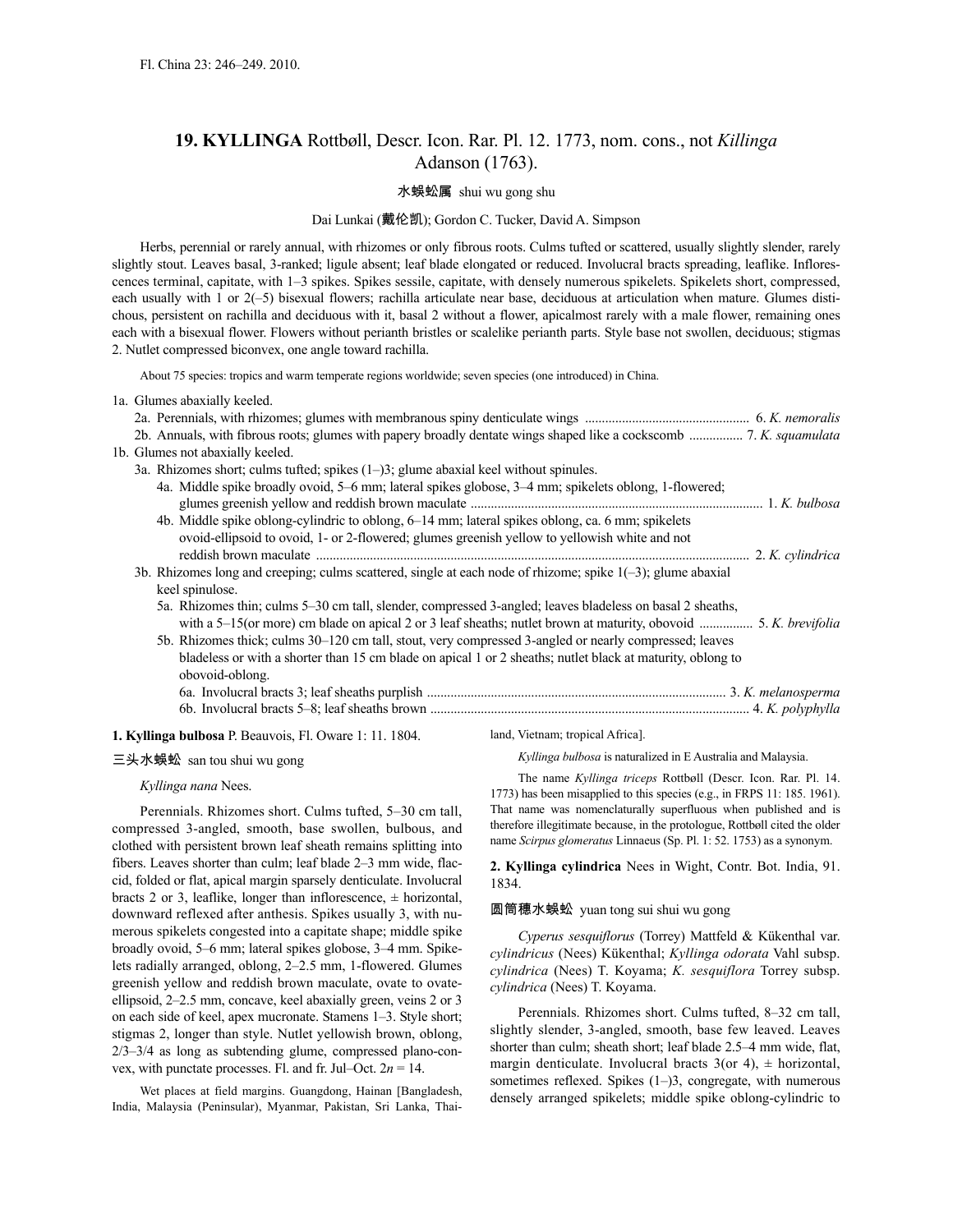Fl. China 23: 246–249. 2010.

# 19. KYLLINGA Rottbøll, Descr. Icon. Rar. Pl. 12. 1773, nom. cons., not *Killinga* Adanson (1763).

水蜈蚣属 shui wu gong shu

Dai Lunkai (戴伦凯); Gordon C. Tucker, David A. Simpson

Herbs, perennial or rarely annual, with rhizomes or only fibrous roots. Culms tufted or scattered, usually slightly slender, rarely slightly stout. Leaves basal, 3-ranked; ligule absent; leaf blade elongated or reduced. Involucral bracts spreading, leaflike. Inflorescences terminal, capitate, with 1–3 spikes. Spikes sessile, capitate, with densely numerous spikelets. Spikelets short, compressed, each usually with 1 or 2(–5) bisexual flowers; rachilla articulate near base, deciduous at articulation when mature. Glumes distichous, persistent on rachilla and deciduous with it, basal 2 without a flower, apicalmost rarely with a male flower, remaining ones each with a bisexual flower. Flowers without perianth bristles or scalelike perianth parts. Style base not swollen, deciduous; stigmas 2. Nutlet compressed biconvex, one angle toward rachilla.

About 75 species: tropics and warm temperate regions worldwide; seven species (one introduced) in China.

1a. Glumes abaxially keeled.
  2a. Perennials, with rhizomes; glumes with membranous spiny denticulate wings ................................................ 6. *K. nemoralis*
  2b. Annuals, with fibrous roots; glumes with papery broadly dentate wings shaped like a cockscomb ............... 7. *K. squamulata*
1b. Glumes not abaxially keeled.
  3a. Rhizomes short; culms tufted; spikes (1–)3; glume abaxial keel without spinules.
    4a. Middle spike broadly ovoid, 5–6 mm; lateral spikes globose, 3–4 mm; spikelets oblong, 1-flowered; glumes greenish yellow and reddish brown maculate ...................................................................................... 1. *K. bulbosa*
    4b. Middle spike oblong-cylindric to oblong, 6–14 mm; lateral spikes oblong, ca. 6 mm; spikelets ovoid-ellipsoid to ovoid, 1- or 2-flowered; glumes greenish yellow to yellowish white and not reddish brown maculate .............................................................................................................................. 2. *K. cylindrica*
  3b. Rhizomes long and creeping; culms scattered, single at each node of rhizome; spike 1(–3); glume abaxial keel spinulose.
    5a. Rhizomes thin; culms 5–30 cm tall, slender, compressed 3-angled; leaves bladeless on basal 2 sheaths, with a 5–15(or more) cm blade on apical 2 or 3 leaf sheaths; nutlet brown at maturity, obovoid ............... 5. *K. brevifolia*
    5b. Rhizomes thick; culms 30–120 cm tall, stout, very compressed 3-angled or nearly compressed; leaves bladeless or with a shorter than 15 cm blade on apical 1 or 2 sheaths; nutlet black at maturity, oblong to obovoid-oblong.
      6a. Involucral bracts 3; leaf sheaths purplish ........................................................................................ 3. *K. melanosperma*
      6b. Involucral bracts 5–8; leaf sheaths brown .............................................................................................. 4. *K. polyphylla*

**1. Kyllinga bulbosa** P. Beauvois, Fl. Oware 1: 11. 1804.

三头水蜈蚣 san tou shui wu gong

*Kyllinga nana* Nees.

Perennials. Rhizomes short. Culms tufted, 5–30 cm tall, compressed 3-angled, smooth, base swollen, bulbous, and clothed with persistent brown leaf sheath remains splitting into fibers. Leaves shorter than culm; leaf blade 2–3 mm wide, flaccid, folded or flat, apical margin sparsely denticulate. Involucral bracts 2 or 3, leaflike, longer than inflorescence, ± horizontal, downward reflexed after anthesis. Spikes usually 3, with numerous spikelets congested into a capitate shape; middle spike broadly ovoid, 5–6 mm; lateral spikes globose, 3–4 mm. Spikelets radially arranged, oblong, 2–2.5 mm, 1-flowered. Glumes greenish yellow and reddish brown maculate, ovate to ovate-ellipsoid, 2–2.5 mm, concave, keel abaxially green, veins 2 or 3 on each side of keel, apex mucronate. Stamens 1–3. Style short; stigmas 2, longer than style. Nutlet yellowish brown, oblong, 2/3–3/4 as long as subtending glume, compressed plano-convex, with punctate processes. Fl. and fr. Jul–Oct. $2n = 14$.

Wet places at field margins. Guangdong, Hainan [Bangladesh, India, Malaysia (Peninsular), Myanmar, Pakistan, Sri Lanka, Thailand, Vietnam; tropical Africa].

*Kyllinga bulbosa* is naturalized in E Australia and Malaysia.

The name *Kyllinga triceps* Rottbøll (Descr. Icon. Rar. Pl. 14. 1773) has been misapplied to this species (e.g., in FRPS 11: 185. 1961). That name was nomenclaturally superfluous when published and is therefore illegitimate because, in the protologue, Rottbøll cited the older name *Scirpus glomeratus* Linnaeus (Sp. Pl. 1: 52. 1753) as a synonym.

**2. Kyllinga cylindrica** Nees in Wight, Contr. Bot. India, 91. 1834.

圆筒穗水蜈蚣 yuan tong sui shui wu gong

*Cyperus sesquiflorus* (Torrey) Mattfeld & Kükenthal var. *cylindricus* (Nees) Kükenthal; *Kyllinga odorata* Vahl subsp. *cylindrica* (Nees) T. Koyama; *K. sesquiflora* Torrey subsp. *cylindrica* (Nees) T. Koyama.

Perennials. Rhizomes short. Culms tufted, 8–32 cm tall, slightly slender, 3-angled, smooth, base few leaved. Leaves shorter than culm; sheath short; leaf blade 2.5–4 mm wide, flat, margin denticulate. Involucral bracts 3(or 4), ± horizontal, sometimes reflexed. Spikes (1–)3, congregate, with numerous densely arranged spikelets; middle spike oblong-cylindric to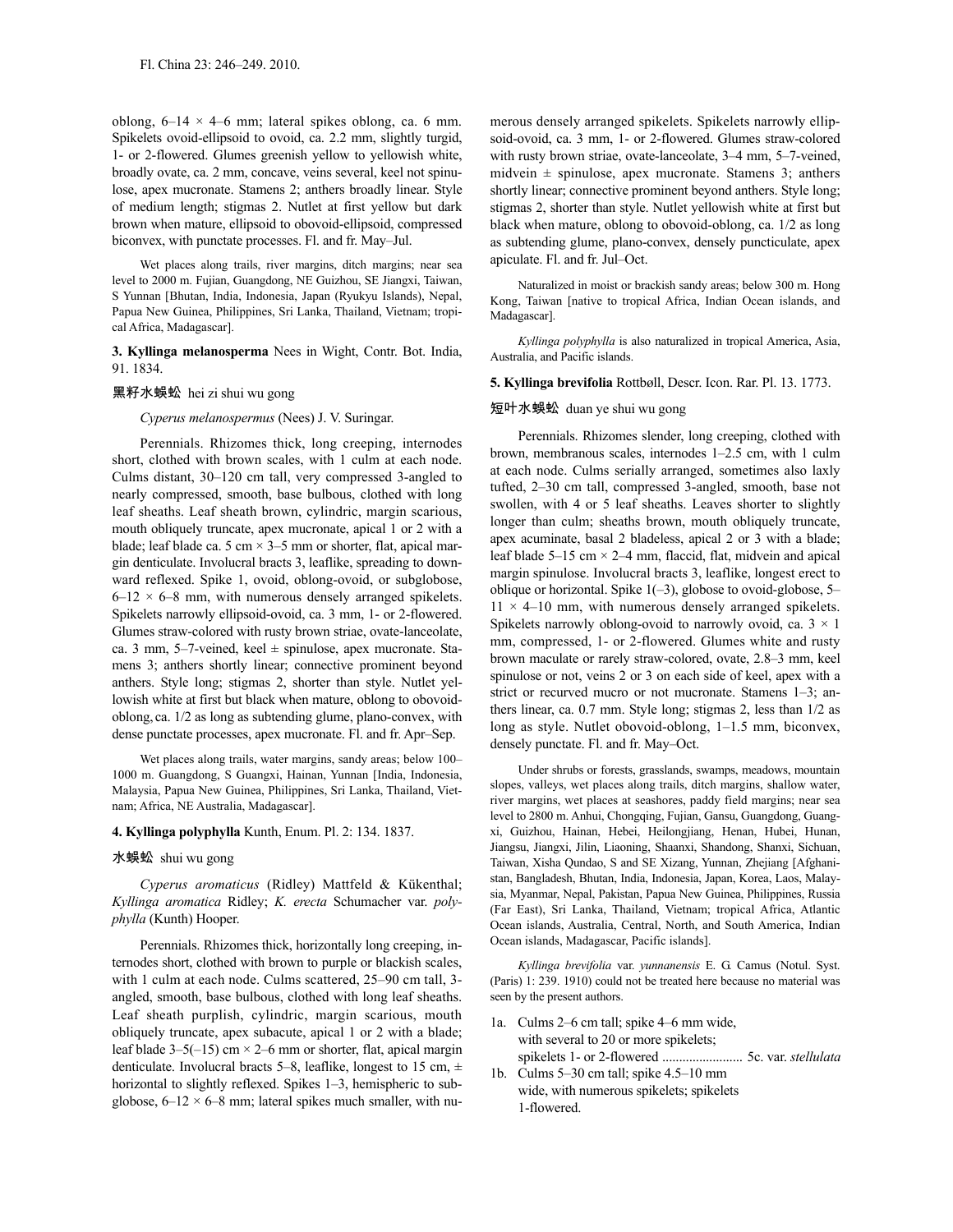oblong, 6–14 × 4–6 mm; lateral spikes oblong, ca. 6 mm. Spikelets ovoid-ellipsoid to ovoid, ca. 2.2 mm, slightly turgid, 1- or 2-flowered. Glumes greenish yellow to yellowish white, broadly ovate, ca. 2 mm, concave, veins several, keel not spinulose, apex mucronate. Stamens 2; anthers broadly linear. Style of medium length; stigmas 2. Nutlet at first yellow but dark brown when mature, ellipsoid to obovoid-ellipsoid, compressed biconvex, with punctate processes. Fl. and fr. May–Jul.

Wet places along trails, river margins, ditch margins; near sea level to 2000 m. Fujian, Guangdong, NE Guizhou, SE Jiangxi, Taiwan, S Yunnan [Bhutan, India, Indonesia, Japan (Ryukyu Islands), Nepal, Papua New Guinea, Philippines, Sri Lanka, Thailand, Vietnam; tropical Africa, Madagascar].

**3. Kyllinga melanosperma** Nees in Wight, Contr. Bot. India, 91. 1834.

黑籽水蜈蚣 hei zi shui wu gong

*Cyperus melanospermus* (Nees) J. V. Suringar.

Perennials. Rhizomes thick, long creeping, internodes short, clothed with brown scales, with 1 culm at each node. Culms distant, 30–120 cm tall, very compressed 3-angled to nearly compressed, smooth, base bulbous, clothed with long leaf sheaths. Leaf sheath brown, cylindric, margin scarious, mouth obliquely truncate, apex mucronate, apical 1 or 2 with a blade; leaf blade ca. 5 cm × 3–5 mm or shorter, flat, apical margin denticulate. Involucral bracts 3, leaflike, spreading to downward reflexed. Spike 1, ovoid, oblong-ovoid, or subglobose, 6–12 × 6–8 mm, with numerous densely arranged spikelets. Spikelets narrowly ellipsoid-ovoid, ca. 3 mm, 1- or 2-flowered. Glumes straw-colored with rusty brown striae, ovate-lanceolate, ca. 3 mm, 5–7-veined, keel ± spinulose, apex mucronate. Stamens 3; anthers shortly linear; connective prominent beyond anthers. Style long; stigmas 2, shorter than style. Nutlet yellowish white at first but black when mature, oblong to obovoid-oblong, ca. 1/2 as long as subtending glume, plano-convex, with dense punctate processes, apex mucronate. Fl. and fr. Apr–Sep.

Wet places along trails, water margins, sandy areas; below 100–1000 m. Guangdong, S Guangxi, Hainan, Yunnan [India, Indonesia, Malaysia, Papua New Guinea, Philippines, Sri Lanka, Thailand, Vietnam; Africa, NE Australia, Madagascar].

**4. Kyllinga polyphylla** Kunth, Enum. Pl. 2: 134. 1837.

水蜈蚣 shui wu gong

*Cyperus aromaticus* (Ridley) Mattfeld & Kükenthal; *Kyllinga aromatica* Ridley; *K. erecta* Schumacher var. *polyphylla* (Kunth) Hooper.

Perennials. Rhizomes thick, horizontally long creeping, internodes short, clothed with brown to purple or blackish scales, with 1 culm at each node. Culms scattered, 25–90 cm tall, 3-angled, smooth, base bulbous, clothed with long leaf sheaths. Leaf sheath purplish, cylindric, margin scarious, mouth obliquely truncate, apex subacute, apical 1 or 2 with a blade; leaf blade 3–5(–15) cm × 2–6 mm or shorter, flat, apical margin denticulate. Involucral bracts 5–8, leaflike, longest to 15 cm, ± horizontal to slightly reflexed. Spikes 1–3, hemispheric to subglobose, 6–12 × 6–8 mm; lateral spikes much smaller, with numerous densely arranged spikelets. Spikelets narrowly ellipsoid-ovoid, ca. 3 mm, 1- or 2-flowered. Glumes straw-colored with rusty brown striae, ovate-lanceolate, 3–4 mm, 5–7-veined, midvein ± spinulose, apex mucronate. Stamens 3; anthers shortly linear; connective prominent beyond anthers. Style long; stigmas 2, shorter than style. Nutlet yellowish white at first but black when mature, oblong to obovoid-oblong, ca. 1/2 as long as subtending glume, plano-convex, densely puncticulate, apex apiculate. Fl. and fr. Jul–Oct.

Naturalized in moist or brackish sandy areas; below 300 m. Hong Kong, Taiwan [native to tropical Africa, Indian Ocean islands, and Madagascar].

*Kyllinga polyphylla* is also naturalized in tropical America, Asia, Australia, and Pacific islands.

**5. Kyllinga brevifolia** Rottbøll, Descr. Icon. Rar. Pl. 13. 1773.

短叶水蜈蚣 duan ye shui wu gong

Perennials. Rhizomes slender, long creeping, clothed with brown, membranous scales, internodes 1–2.5 cm, with 1 culm at each node. Culms serially arranged, sometimes also laxly tufted, 2–30 cm tall, compressed 3-angled, smooth, base not swollen, with 4 or 5 leaf sheaths. Leaves shorter to slightly longer than culm; sheaths brown, mouth obliquely truncate, apex acuminate, basal 2 bladeless, apical 2 or 3 with a blade; leaf blade 5–15 cm × 2–4 mm, flaccid, flat, midvein and apical margin spinulose. Involucral bracts 3, leaflike, longest erect to oblique or horizontal. Spike 1(–3), globose to ovoid-globose, 5–11 × 4–10 mm, with numerous densely arranged spikelets. Spikelets narrowly oblong-ovoid to narrowly ovoid, ca. 3 × 1 mm, compressed, 1- or 2-flowered. Glumes white and rusty brown maculate or rarely straw-colored, ovate, 2.8–3 mm, keel spinulose or not, veins 2 or 3 on each side of keel, apex with a strict or recurved mucro or not mucronate. Stamens 1–3; anthers linear, ca. 0.7 mm. Style long; stigmas 2, less than 1/2 as long as style. Nutlet obovoid-oblong, 1–1.5 mm, biconvex, densely punctate. Fl. and fr. May–Oct.

Under shrubs or forests, grasslands, swamps, meadows, mountain slopes, valleys, wet places along trails, ditch margins, shallow water, river margins, wet places at seashores, paddy field margins; near sea level to 2800 m. Anhui, Chongqing, Fujian, Gansu, Guangdong, Guangxi, Guizhou, Hainan, Hebei, Heilongjiang, Henan, Hubei, Hunan, Jiangsu, Jiangxi, Jilin, Liaoning, Shaanxi, Shandong, Shanxi, Sichuan, Taiwan, Xisha Qundao, S and SE Xizang, Yunnan, Zhejiang [Afghanistan, Bangladesh, Bhutan, India, Indonesia, Japan, Korea, Laos, Malaysia, Myanmar, Nepal, Pakistan, Papua New Guinea, Philippines, Russia (Far East), Sri Lanka, Thailand, Vietnam; tropical Africa, Atlantic Ocean islands, Australia, Central, North, and South America, Indian Ocean islands, Madagascar, Pacific islands].

*Kyllinga brevifolia* var. *yunnanensis* E. G. Camus (Notul. Syst. (Paris) 1: 239. 1910) could not be treated here because no material was seen by the present authors.

1a. Culms 2–6 cm tall; spike 4–6 mm wide, with several to 20 or more spikelets; spikelets 1- or 2-flowered ........................ 5c. var. *stellulata*
1b. Culms 5–30 cm tall; spike 4.5–10 mm wide, with numerous spikelets; spikelets 1-flowered.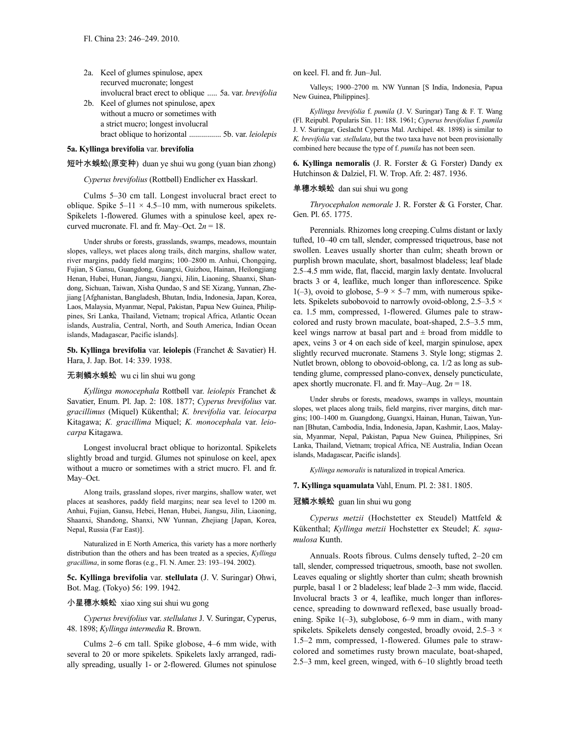2a. Keel of glumes spinulose, apex recurved mucronate; longest involucral bract erect to oblique ..... 5a. var. *brevifolia*

2b. Keel of glumes not spinulose, apex without a mucro or sometimes with a strict mucro; longest involucral bract oblique to horizontal ................ 5b. var. *leiolepis*

**5a. Kyllinga brevifolia** var. **brevifolia**

短叶水蜈蚣(原变种) duan ye shui wu gong (yuan bian zhong)

*Cyperus brevifolius* (Rottbøll) Endlicher ex Hasskarl.

Culms 5–30 cm tall. Longest involucral bract erect to oblique. Spike 5–11 × 4.5–10 mm, with numerous spikelets. Spikelets 1-flowered. Glumes with a spinulose keel, apex recurved mucronate. Fl. and fr. May–Oct. 2*n* = 18.

Under shrubs or forests, grasslands, swamps, meadows, mountain slopes, valleys, wet places along trails, ditch margins, shallow water, river margins, paddy field margins; 100–2800 m. Anhui, Chongqing, Fujian, S Gansu, Guangdong, Guangxi, Guizhou, Hainan, Heilongjiang Henan, Hubei, Hunan, Jiangsu, Jiangxi, Jilin, Liaoning, Shaanxi, Shandong, Sichuan, Taiwan, Xisha Qundao, S and SE Xizang, Yunnan, Zhejiang [Afghanistan, Bangladesh, Bhutan, India, Indonesia, Japan, Korea, Laos, Malaysia, Myanmar, Nepal, Pakistan, Papua New Guinea, Philippines, Sri Lanka, Thailand, Vietnam; tropical Africa, Atlantic Ocean islands, Australia, Central, North, and South America, Indian Ocean islands, Madagascar, Pacific islands].

**5b. Kyllinga brevifolia** var. **leiolepis** (Franchet & Savatier) H. Hara, J. Jap. Bot. 14: 339. 1938.

无刺鳞水蜈蚣 wu ci lin shui wu gong

*Kyllinga monocephala* Rottbøll var. *leiolepis* Franchet & Savatier, Enum. Pl. Jap. 2: 108. 1877; *Cyperus brevifolius* var. *gracillimus* (Miquel) Kükenthal; *K. brevifolia* var. *leiocarpa* Kitagawa; *K. gracillima* Miquel; *K. monocephala* var. *leiocarpa* Kitagawa.

Longest involucral bract oblique to horizontal. Spikelets slightly broad and turgid. Glumes not spinulose on keel, apex without a mucro or sometimes with a strict mucro. Fl. and fr. May–Oct.

Along trails, grassland slopes, river margins, shallow water, wet places at seashores, paddy field margins; near sea level to 1200 m. Anhui, Fujian, Gansu, Hebei, Henan, Hubei, Jiangsu, Jilin, Liaoning, Shaanxi, Shandong, Shanxi, NW Yunnan, Zhejiang [Japan, Korea, Nepal, Russia (Far East)].

Naturalized in E North America, this variety has a more northerly distribution than the others and has been treated as a species, *Kyllinga gracillima*, in some floras (e.g., Fl. N. Amer. 23: 193–194. 2002).

**5c. Kyllinga brevifolia** var. **stellulata** (J. V. Suringar) Ohwi, Bot. Mag. (Tokyo) 56: 199. 1942.

小星穗水蜈蚣 xiao xing sui shui wu gong

*Cyperus brevifolius* var. *stellulatus* J. V. Suringar, Cyperus, 48. 1898; *Kyllinga intermedia* R. Brown.

Culms 2–6 cm tall. Spike globose, 4–6 mm wide, with several to 20 or more spikelets. Spikelets laxly arranged, radially spreading, usually 1- or 2-flowered. Glumes not spinulose on keel. Fl. and fr. Jun–Jul.

Valleys; 1900–2700 m. NW Yunnan [S India, Indonesia, Papua New Guinea, Philippines].

*Kyllinga brevifolia* f. *pumila* (J. V. Suringar) Tang & F. T. Wang (Fl. Reipubl. Popularis Sin. 11: 188. 1961; *Cyperus brevifolius* f. *pumila* J. V. Suringar, Geslacht Cyperus Mal. Archipel. 48. 1898) is similar to *K. brevifolia* var. *stellulata*, but the two taxa have not been provisionally combined here because the type of f. *pumila* has not been seen.

**6. Kyllinga nemoralis** (J. R. Forster & G. Forster) Dandy ex Hutchinson & Dalziel, Fl. W. Trop. Afr. 2: 487. 1936.

单穗水蜈蚣 dan sui shui wu gong

*Thryocephalon nemorale* J. R. Forster & G. Forster, Char. Gen. Pl. 65. 1775.

Perennials. Rhizomes long creeping. Culms distant or laxly tufted, 10–40 cm tall, slender, compressed triquetrous, base not swollen. Leaves usually shorter than culm; sheath brown or purplish brown maculate, short, basalmost bladeless; leaf blade 2.5–4.5 mm wide, flat, flaccid, margin laxly dentate. Involucral bracts 3 or 4, leaflike, much longer than inflorescence. Spike 1(–3), ovoid to globose, 5–9 × 5–7 mm, with numerous spikelets. Spikelets subobovoid to narrowly ovoid-oblong, 2.5–3.5 × ca. 1.5 mm, compressed, 1-flowered. Glumes pale to straw-colored and rusty brown maculate, boat-shaped, 2.5–3.5 mm, keel wings narrow at basal part and ± broad from middle to apex, veins 3 or 4 on each side of keel, margin spinulose, apex slightly recurved mucronate. Stamens 3. Style long; stigmas 2. Nutlet brown, oblong to obovoid-oblong, ca. 1/2 as long as subtending glume, compressed plano-convex, densely puncticulate, apex shortly mucronate. Fl. and fr. May–Aug. 2*n* = 18.

Under shrubs or forests, meadows, swamps in valleys, mountain slopes, wet places along trails, field margins, river margins, ditch margins; 100–1400 m. Guangdong, Guangxi, Hainan, Hunan, Taiwan, Yunnan [Bhutan, Cambodia, India, Indonesia, Japan, Kashmir, Laos, Malaysia, Myanmar, Nepal, Pakistan, Papua New Guinea, Philippines, Sri Lanka, Thailand, Vietnam; tropical Africa, NE Australia, Indian Ocean islands, Madagascar, Pacific islands].

*Kyllinga nemoralis* is naturalized in tropical America.

**7. Kyllinga squamulata** Vahl, Enum. Pl. 2: 381. 1805.

冠鳞水蜈蚣 guan lin shui wu gong

*Cyperus metzii* (Hochstetter ex Steudel) Mattfeld & Kükenthal; *Kyllinga metzii* Hochstetter ex Steudel; *K. squamulosa* Kunth.

Annuals. Roots fibrous. Culms densely tufted, 2–20 cm tall, slender, compressed triquetrous, smooth, base not swollen. Leaves equaling or slightly shorter than culm; sheath brownish purple, basal 1 or 2 bladeless; leaf blade 2–3 mm wide, flaccid. Involucral bracts 3 or 4, leaflike, much longer than inflorescence, spreading to downward reflexed, base usually broadening. Spike 1(–3), subglobose, 6–9 mm in diam., with many spikelets. Spikelets densely congested, broadly ovoid, 2.5–3 × 1.5–2 mm, compressed, 1-flowered. Glumes pale to straw-colored and sometimes rusty brown maculate, boat-shaped, 2.5–3 mm, keel green, winged, with 6–10 slightly broad teeth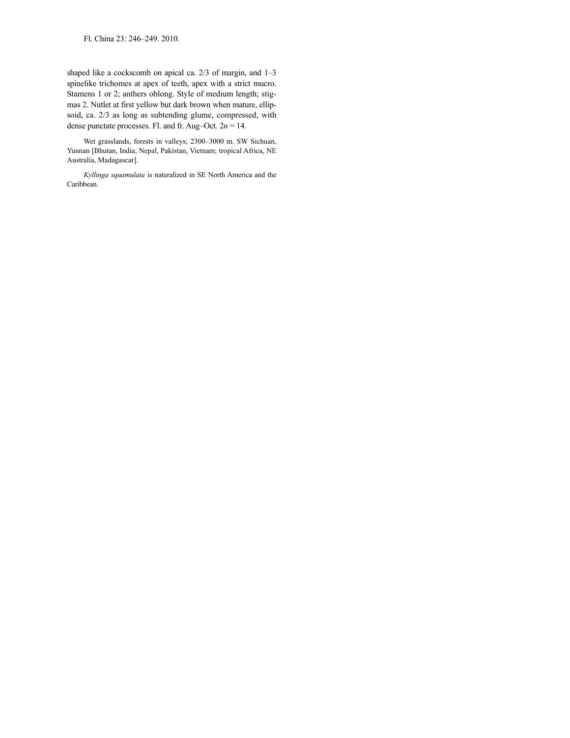shaped like a cockscomb on apical ca. 2/3 of margin, and 1–3 spinelike trichomes at apex of teeth, apex with a strict mucro. Stamens 1 or 2; anthers oblong. Style of medium length; stigmas 2. Nutlet at first yellow but dark brown when mature, ellipsoid, ca. 2/3 as long as subtending glume, compressed, with dense punctate processes. Fl. and fr. Aug–Oct. $2n = 14$.

Wet grasslands, forests in valleys; 2300–3000 m. SW Sichuan, Yunnan [Bhutan, India, Nepal, Pakistan, Vietnam; tropical Africa, NE Australia, Madagascar].

*Kyllinga squamulata* is naturalized in SE North America and the Caribbean.